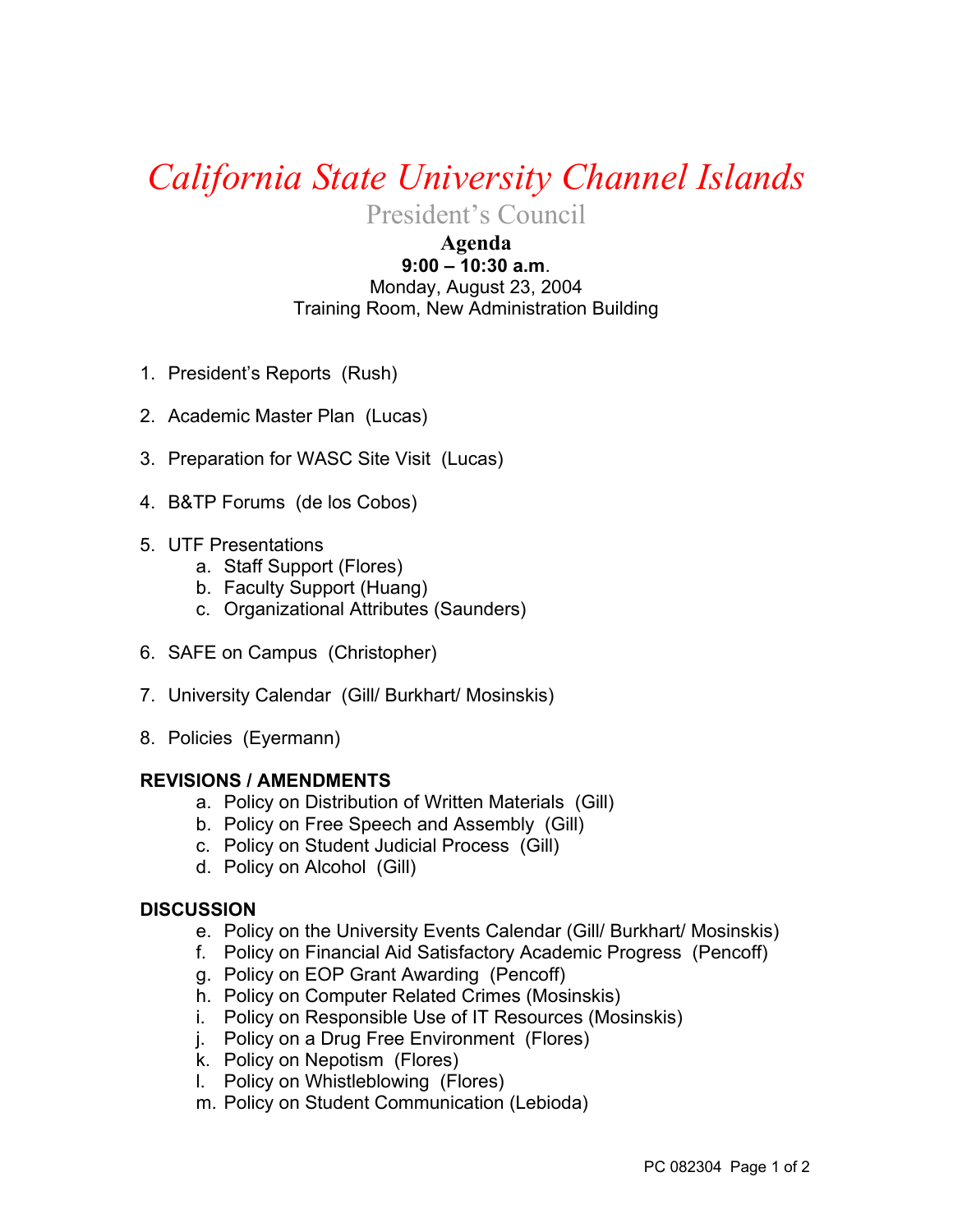# *California State University Channel Islands*

## President's Council

**Agenda**
**9:00 – 10:30 a.m**.
Monday, August 23, 2004
Training Room, New Administration Building

1. President's Reports (Rush)

2. Academic Master Plan (Lucas)

3. Preparation for WASC Site Visit (Lucas)

4. B&TP Forums (de los Cobos)

5. UTF Presentations
   a. Staff Support (Flores)
   b. Faculty Support (Huang)
   c. Organizational Attributes (Saunders)

6. SAFE on Campus (Christopher)

7. University Calendar (Gill/ Burkhart/ Mosinskis)

8. Policies (Eyermann)

**REVISIONS / AMENDMENTS**

a. Policy on Distribution of Written Materials (Gill)
b. Policy on Free Speech and Assembly (Gill)
c. Policy on Student Judicial Process (Gill)
d. Policy on Alcohol (Gill)

**DISCUSSION**

e. Policy on the University Events Calendar (Gill/ Burkhart/ Mosinskis)
f. Policy on Financial Aid Satisfactory Academic Progress (Pencoff)
g. Policy on EOP Grant Awarding (Pencoff)
h. Policy on Computer Related Crimes (Mosinskis)
i. Policy on Responsible Use of IT Resources (Mosinskis)
j. Policy on a Drug Free Environment (Flores)
k. Policy on Nepotism (Flores)
l. Policy on Whistleblowing (Flores)
m. Policy on Student Communication (Lebioda)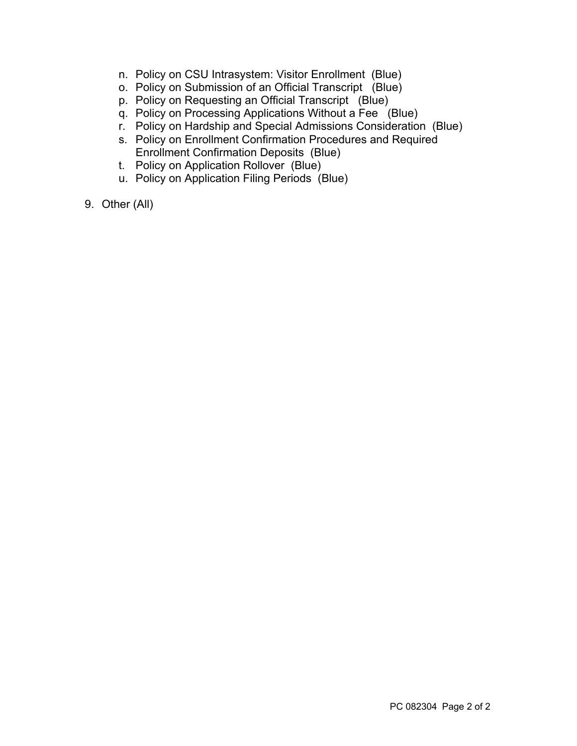n. Policy on CSU Intrasystem: Visitor Enrollment (Blue)
   o. Policy on Submission of an Official Transcript (Blue)
   p. Policy on Requesting an Official Transcript (Blue)
   q. Policy on Processing Applications Without a Fee (Blue)
   r. Policy on Hardship and Special Admissions Consideration (Blue)
   s. Policy on Enrollment Confirmation Procedures and Required Enrollment Confirmation Deposits (Blue)
   t. Policy on Application Rollover (Blue)
   u. Policy on Application Filing Periods (Blue)

9. Other (All)